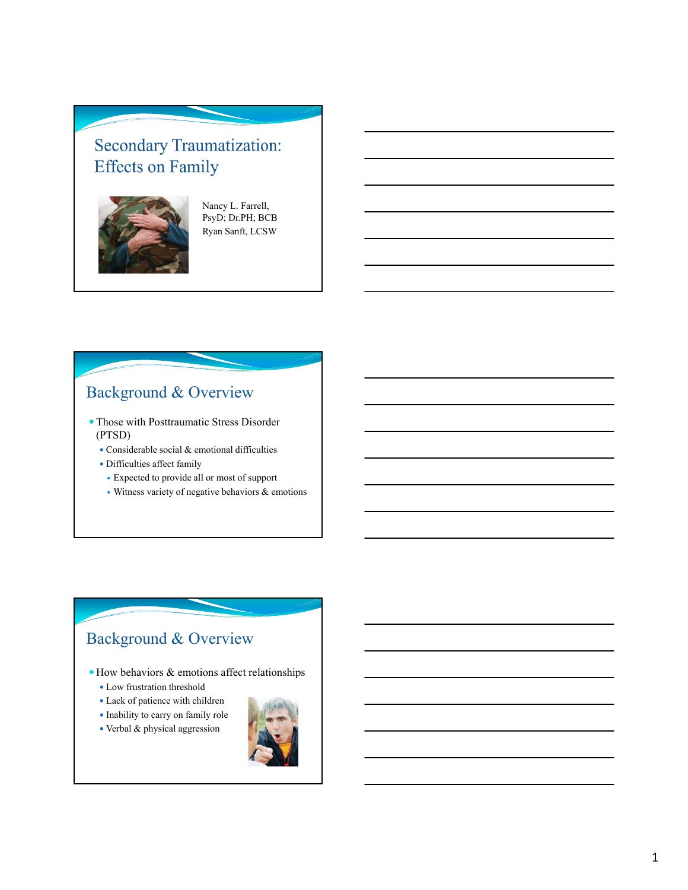# Secondary Traumatization: Effects on Family

Nancy L. Farrell, PsyD; Dr.PH; BCB
Ryan Sanft, LCSW

## Background & Overview

- Those with Posttraumatic Stress Disorder (PTSD)
  - Considerable social & emotional difficulties
  - Difficulties affect family
    - Expected to provide all or most of support
    - Witness variety of negative behaviors & emotions

## Background & Overview

- How behaviors & emotions affect relationships
  - Low frustration threshold
  - Lack of patience with children
  - Inability to carry on family role
  - Verbal & physical aggression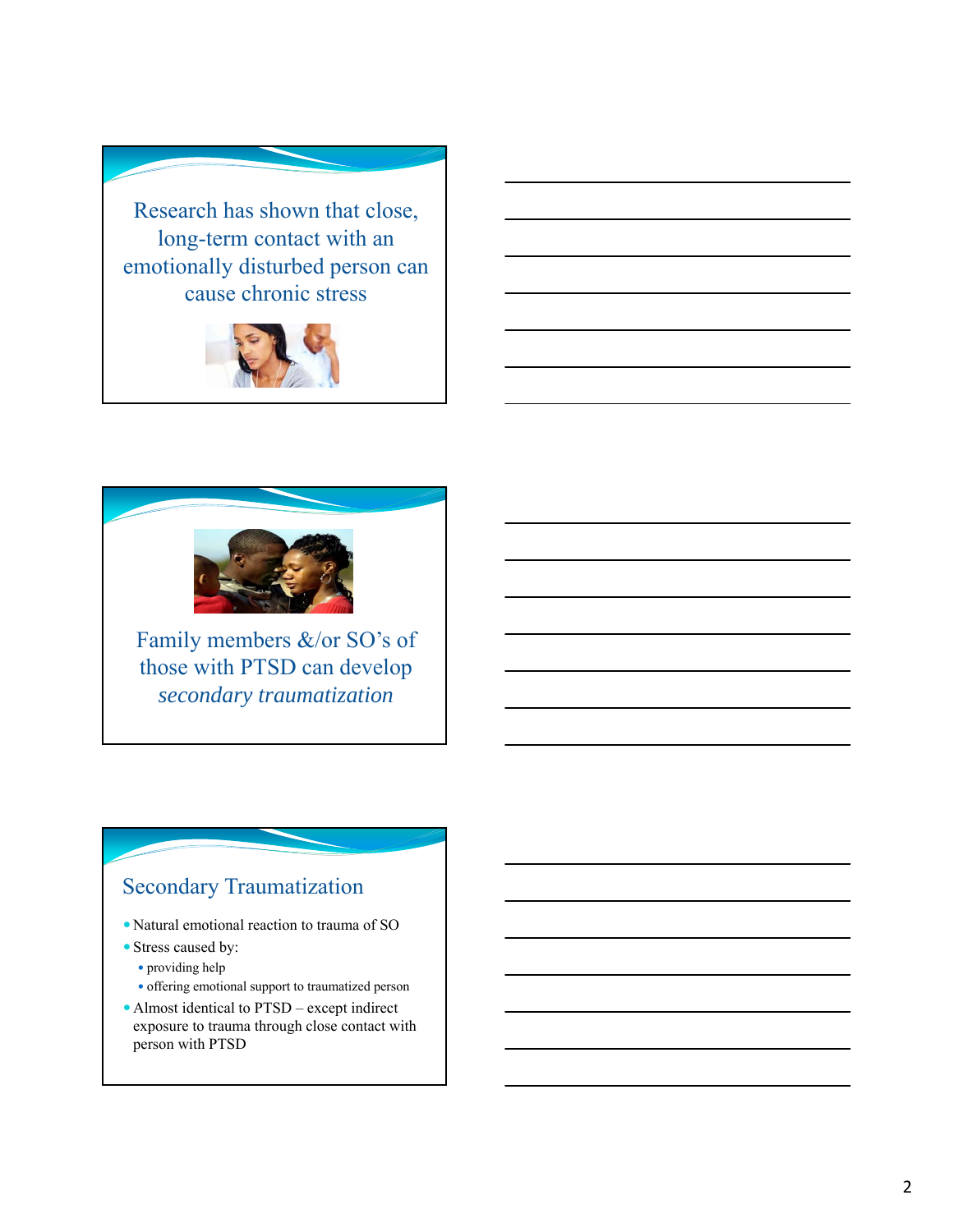Research has shown that close, long-term contact with an emotionally disturbed person can cause chronic stress

Family members &/or SO's of those with PTSD can develop *secondary traumatization*

## Secondary Traumatization

- Natural emotional reaction to trauma of SO
- Stress caused by:
  - providing help
  - offering emotional support to traumatized person
- Almost identical to PTSD – except indirect exposure to trauma through close contact with person with PTSD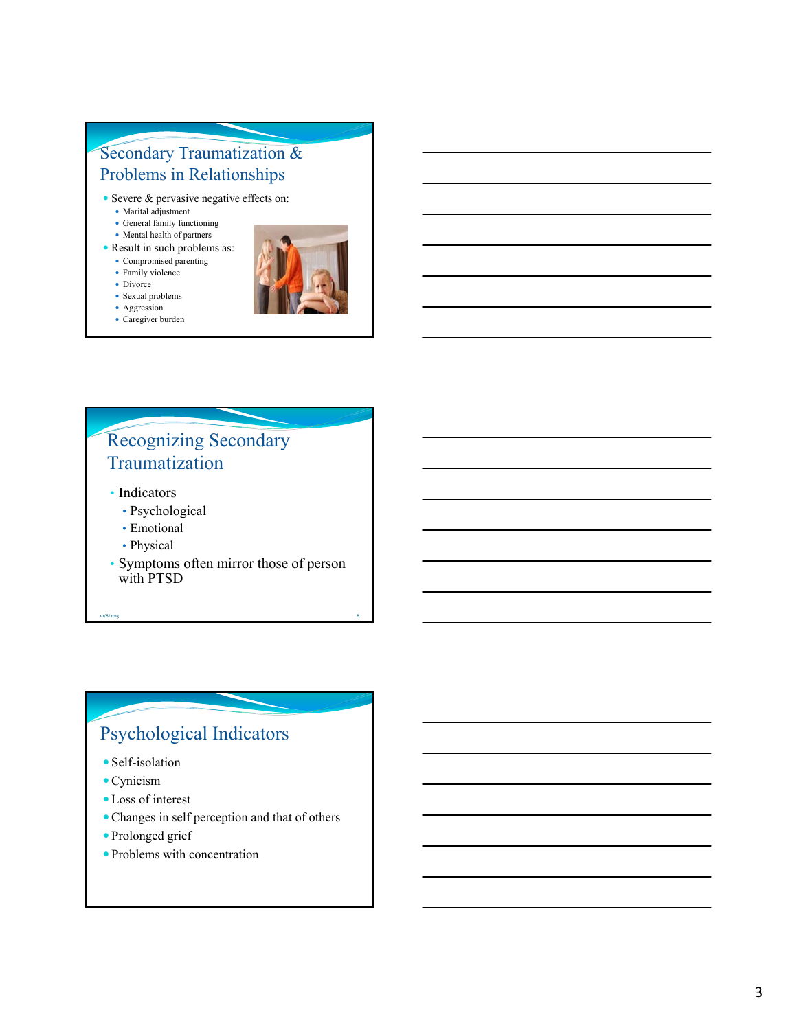## Secondary Traumatization & Problems in Relationships

- Severe & pervasive negative effects on:
  - Marital adjustment
  - General family functioning
  - Mental health of partners
- Result in such problems as:
  - Compromised parenting
  - Family violence
  - Divorce
  - Sexual problems
  - Aggression
  - Caregiver burden

## Recognizing Secondary Traumatization

- Indicators
  - Psychological
  - Emotional
  - Physical
- Symptoms often mirror those of person with PTSD

## Psychological Indicators

- Self-isolation
- Cynicism
- Loss of interest
- Changes in self perception and that of others
- Prolonged grief
- Problems with concentration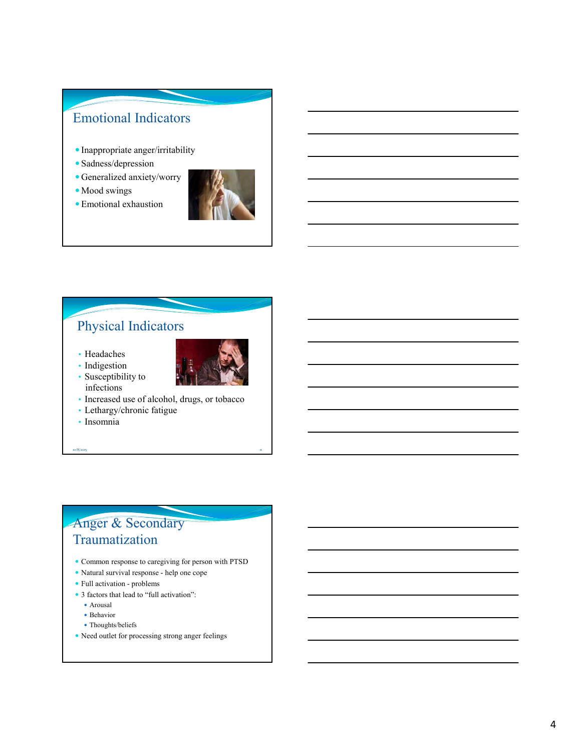## Emotional Indicators

- Inappropriate anger/irritability
- Sadness/depression
- Generalized anxiety/worry
- Mood swings
- Emotional exhaustion

## Physical Indicators

- Headaches
- Indigestion
- Susceptibility to infections
- Increased use of alcohol, drugs, or tobacco
- Lethargy/chronic fatigue
- Insomnia

## Anger & Secondary Traumatization

- Common response to caregiving for person with PTSD
- Natural survival response - help one cope
- Full activation - problems
- 3 factors that lead to "full activation":
  - Arousal
  - Behavior
  - Thoughts/beliefs
- Need outlet for processing strong anger feelings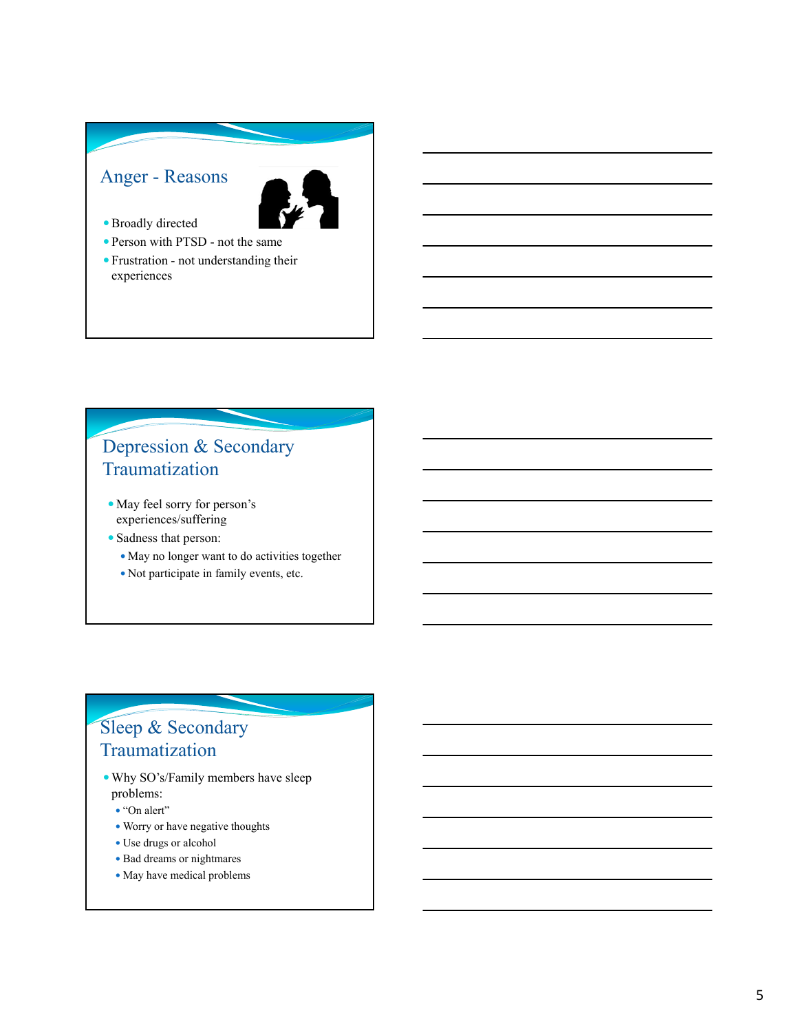## Anger - Reasons

- Broadly directed
- Person with PTSD - not the same
- Frustration - not understanding their experiences

## Depression & Secondary Traumatization

- May feel sorry for person's experiences/suffering
- Sadness that person:
  - May no longer want to do activities together
  - Not participate in family events, etc.

## Sleep & Secondary Traumatization

- Why SO's/Family members have sleep problems:
  - "On alert"
  - Worry or have negative thoughts
  - Use drugs or alcohol
  - Bad dreams or nightmares
  - May have medical problems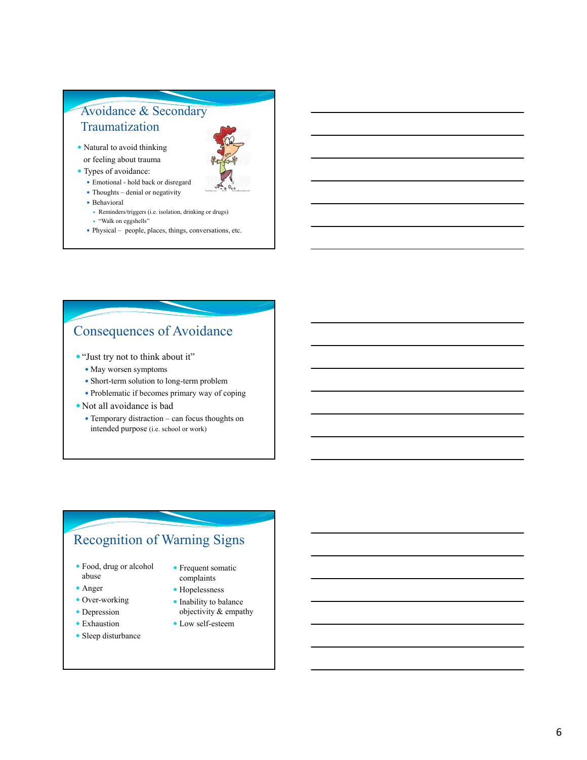## Avoidance & Secondary Traumatization

- Natural to avoid thinking or feeling about trauma
- Types of avoidance:
  - Emotional - hold back or disregard
  - Thoughts – denial or negativity
  - Behavioral
    - Reminders/triggers (i.e. isolation, drinking or drugs)
    - "Walk on eggshells"
  - Physical – people, places, things, conversations, etc.

## Consequences of Avoidance

- "Just try not to think about it"
  - May worsen symptoms
  - Short-term solution to long-term problem
  - Problematic if becomes primary way of coping
- Not all avoidance is bad
  - Temporary distraction – can focus thoughts on intended purpose (i.e. school or work)

## Recognition of Warning Signs

- Food, drug or alcohol abuse
- Anger
- Over-working
- Depression
- Exhaustion
- Sleep disturbance
- Frequent somatic complaints
- Hopelessness
- Inability to balance objectivity & empathy
- Low self-esteem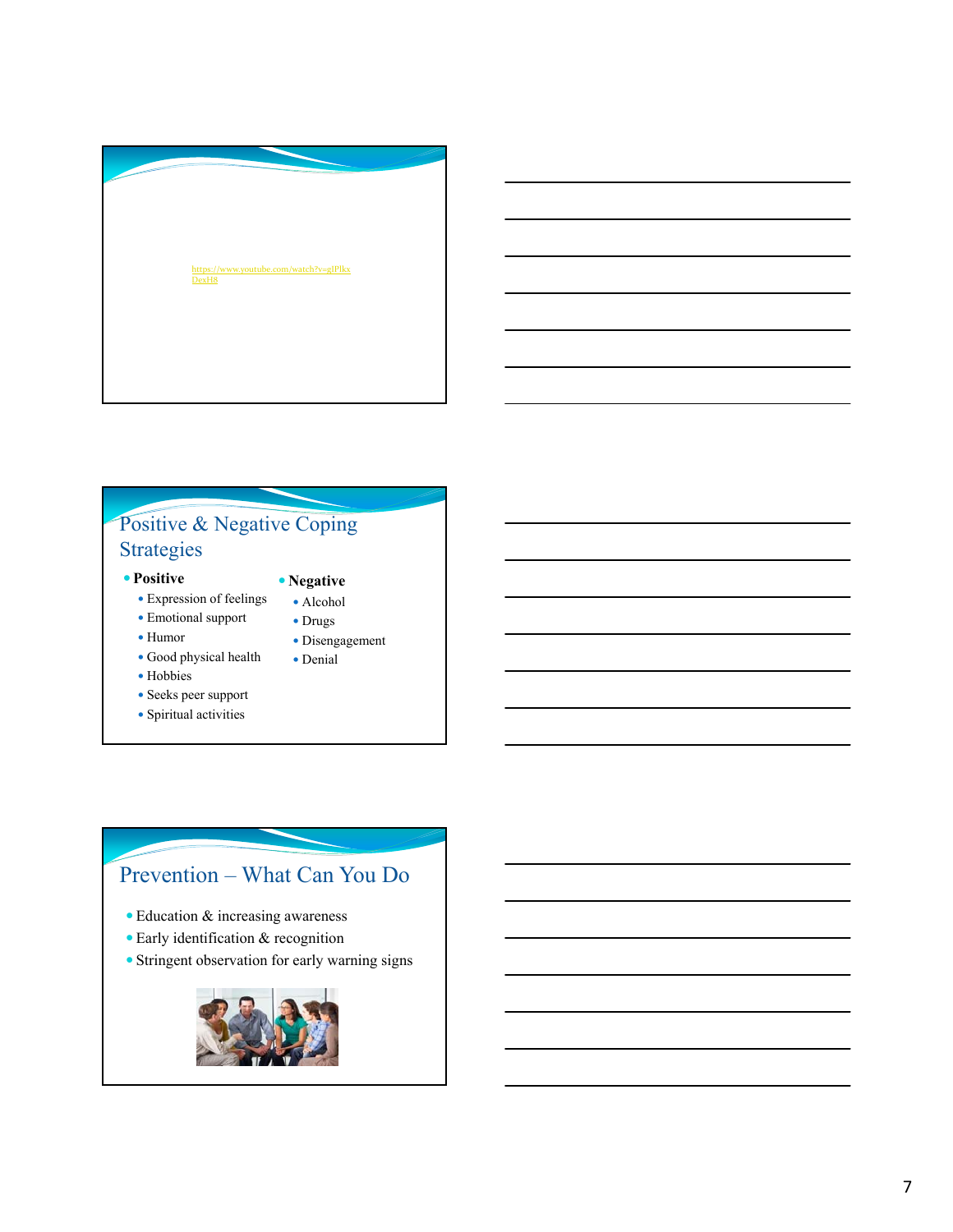https://www.youtube.com/watch?v=glPlkxDexH8

## Positive & Negative Coping Strategies

- **Positive**
  - Expression of feelings
  - Emotional support
  - Humor
  - Good physical health
  - Hobbies
  - Seeks peer support
  - Spiritual activities
- **Negative**
  - Alcohol
  - Drugs
  - Disengagement
  - Denial

## Prevention – What Can You Do

- Education & increasing awareness
- Early identification & recognition
- Stringent observation for early warning signs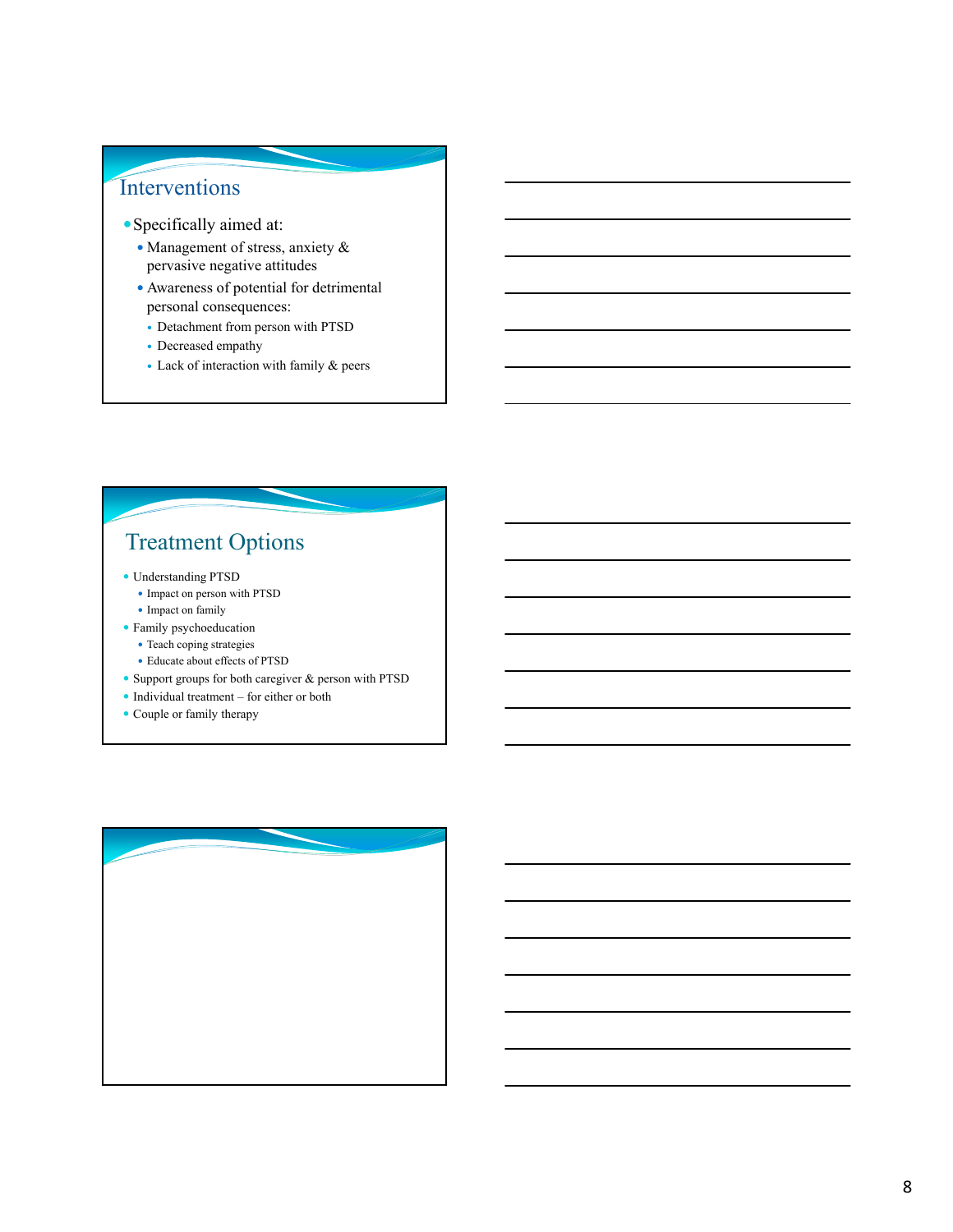## Interventions

- Specifically aimed at:
  - Management of stress, anxiety & pervasive negative attitudes
  - Awareness of potential for detrimental personal consequences:
    - Detachment from person with PTSD
    - Decreased empathy
    - Lack of interaction with family & peers

## Treatment Options

- Understanding PTSD
  - Impact on person with PTSD
  - Impact on family
- Family psychoeducation
  - Teach coping strategies
  - Educate about effects of PTSD
- Support groups for both caregiver & person with PTSD
- Individual treatment – for either or both
- Couple or family therapy